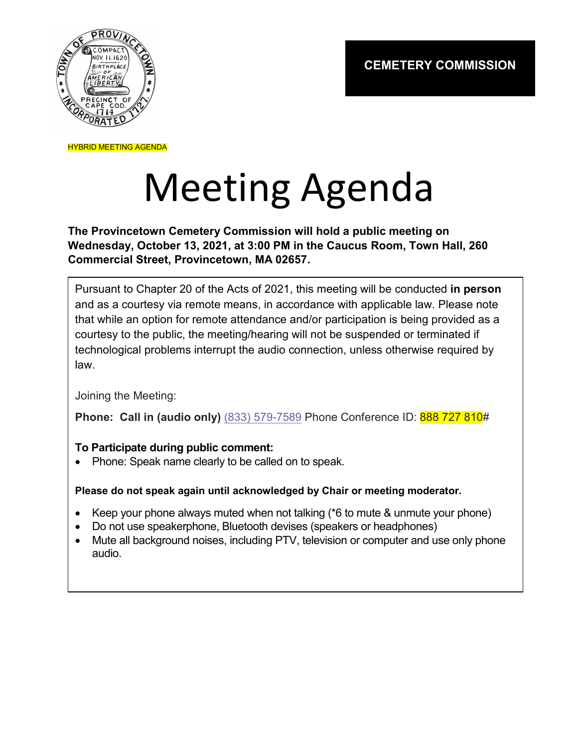**CEMETERY COMMISSION**

HYBRID MEETING AGENDA

# Meeting Agenda

**The Provincetown Cemetery Commission will hold a public meeting on Wednesday, October 13, 2021, at 3:00 PM in the Caucus Room, Town Hall, 260 Commercial Street, Provincetown, MA 02657.**

Pursuant to Chapter 20 of the Acts of 2021, this meeting will be conducted **in person** and as a courtesy via remote means, in accordance with applicable law. Please note that while an option for remote attendance and/or participation is being provided as a courtesy to the public, the meeting/hearing will not be suspended or terminated if technological problems interrupt the audio connection, unless otherwise required by law.

Joining the Meeting:

**Phone: Call in (audio only)** (833) 579-7589 Phone Conference ID: 888 727 810#

**To Participate during public comment:**

- Phone: Speak name clearly to be called on to speak.

**Please do not speak again until acknowledged by Chair or meeting moderator.**

- Keep your phone always muted when not talking (*6 to mute & unmute your phone)
- Do not use speakerphone, Bluetooth devises (speakers or headphones)
- Mute all background noises, including PTV, television or computer and use only phone audio.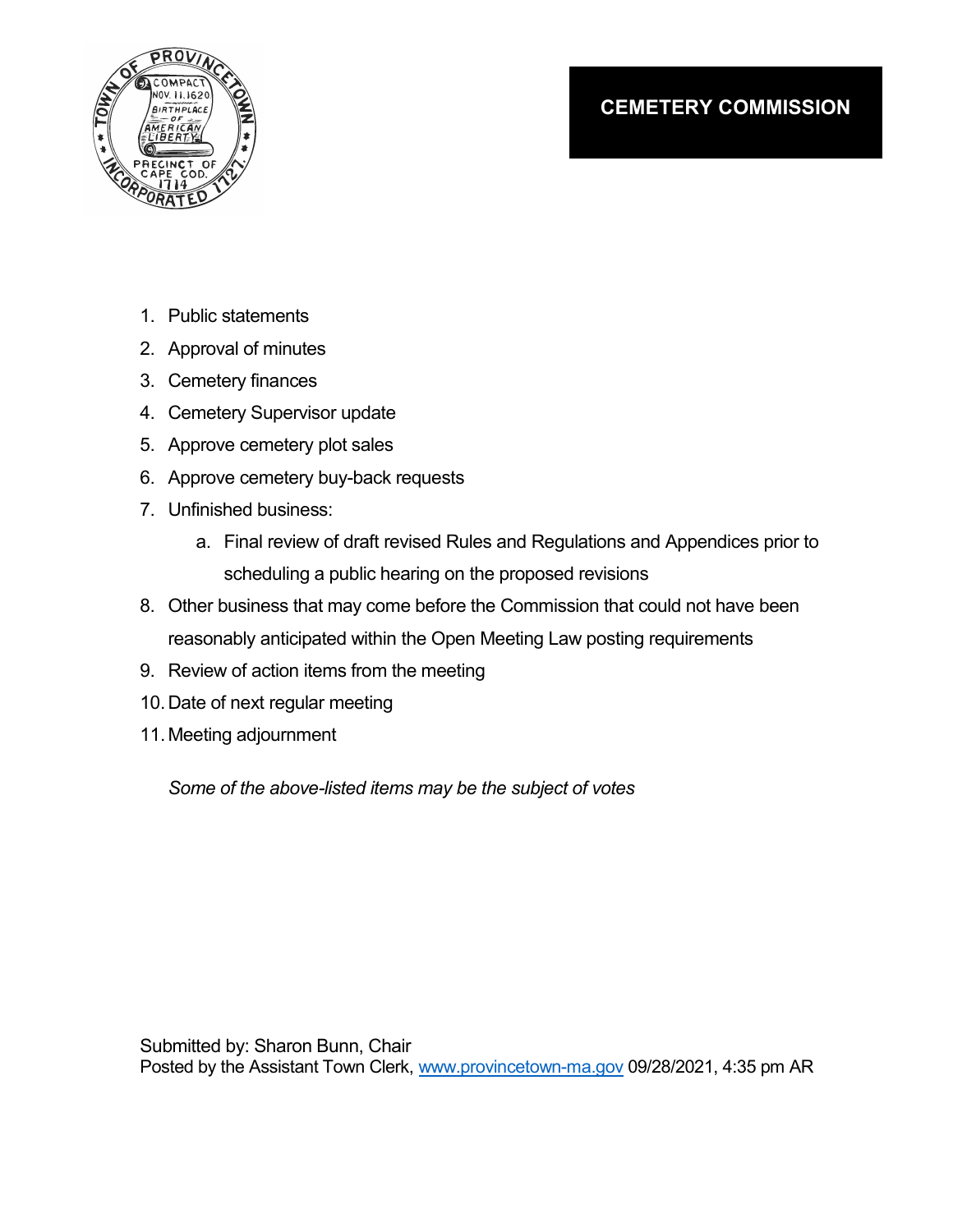# CEMETERY COMMISSION

1. Public statements
2. Approval of minutes
3. Cemetery finances
4. Cemetery Supervisor update
5. Approve cemetery plot sales
6. Approve cemetery buy-back requests
7. Unfinished business:
   a. Final review of draft revised Rules and Regulations and Appendices prior to scheduling a public hearing on the proposed revisions
8. Other business that may come before the Commission that could not have been reasonably anticipated within the Open Meeting Law posting requirements
9. Review of action items from the meeting
10. Date of next regular meeting
11. Meeting adjournment

*Some of the above-listed items may be the subject of votes*

Submitted by: Sharon Bunn, Chair
Posted by the Assistant Town Clerk, www.provincetown-ma.gov 09/28/2021, 4:35 pm AR